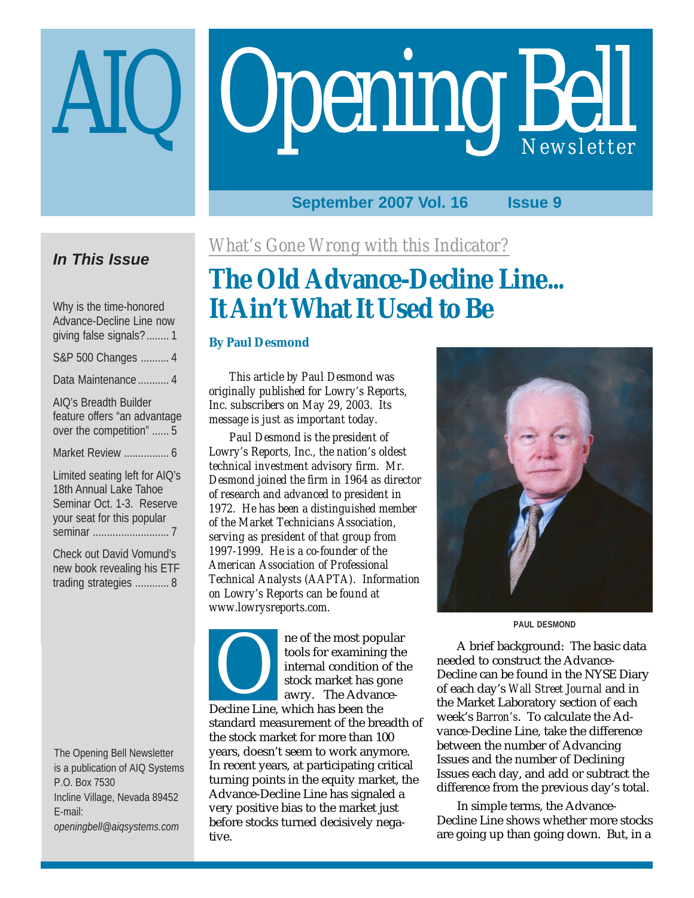# AIQ Opening Bell Newsletter

September 2007 Vol. 16 Issue 9

## In This Issue

Why is the time-honored Advance-Decline Line now giving false signals? ........ 1

S&P 500 Changes .......... 4

Data Maintenance ........... 4

AIQ's Breadth Builder feature offers "an advantage over the competition" ...... 5

Market Review ................ 6

Limited seating left for AIQ's 18th Annual Lake Tahoe Seminar Oct. 1-3. Reserve your seat for this popular seminar ........................... 7

Check out David Vomund's new book revealing his ETF trading strategies ............ 8

The Opening Bell Newsletter is a publication of AIQ Systems
P.O. Box 7530
Incline Village, Nevada 89452
E-mail:
*openingbell@aiqsystems.com*

*What's Gone Wrong with this Indicator?*

# The Old Advance-Decline Line... It Ain't What It Used to Be

**By Paul Desmond**

*This article by Paul Desmond was originally published for Lowry's Reports, Inc. subscribers on May 29, 2003. Its message is just as important today.*

*Paul Desmond is the president of Lowry's Reports, Inc., the nation's oldest technical investment advisory firm. Mr. Desmond joined the firm in 1964 as director of research and advanced to president in 1972. He has been a distinguished member of the Market Technicians Association, serving as president of that group from 1997-1999. He is a co-founder of the American Association of Professional Technical Analysts (AAPTA). Information on Lowry's Reports can be found at www.lowrysreports.com.*

One of the most popular tools for examining the internal condition of the stock market has gone awry. The Advance-Decline Line, which has been the standard measurement of the breadth of the stock market for more than 100 years, doesn't seem to work anymore. In recent years, at participating critical turning points in the equity market, the Advance-Decline Line has signaled a very positive bias to the market just before stocks turned decisively negative.

PAUL DESMOND

A brief background: The basic data needed to construct the Advance-Decline can be found in the NYSE Diary of each day's *Wall Street Journal* and in the Market Laboratory section of each week's *Barron's*. To calculate the Advance-Decline Line, take the difference between the number of Advancing Issues and the number of Declining Issues each day, and add or subtract the difference from the previous day's total.

In simple terms, the Advance-Decline Line shows whether more stocks are going up than going down. But, in a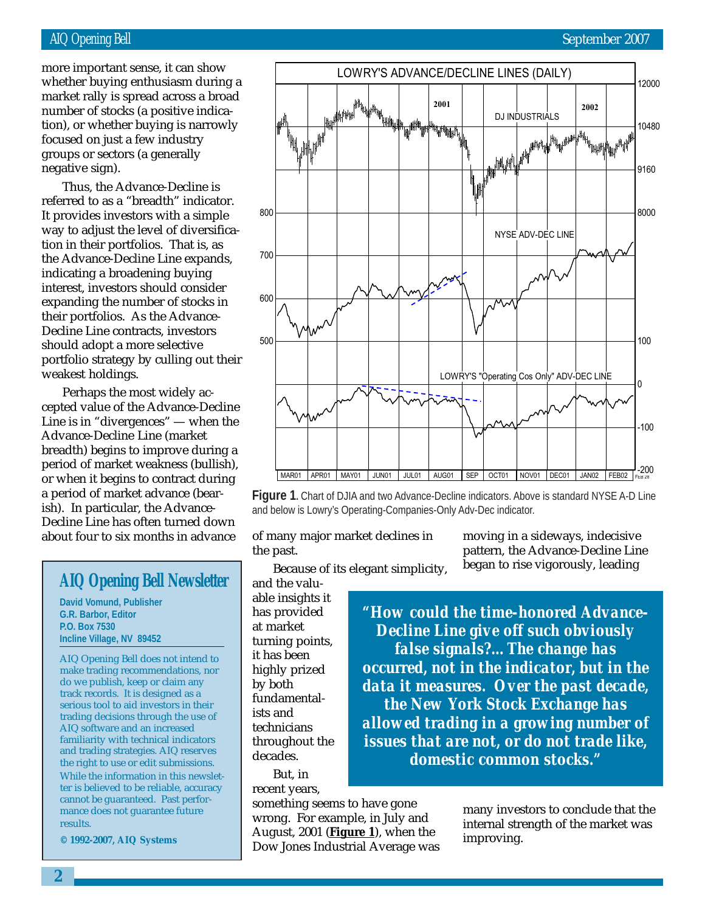more important sense, it can show whether buying enthusiasm during a market rally is spread across a broad number of stocks (a positive indication), or whether buying is narrowly focused on just a few industry groups or sectors (a generally negative sign).

Thus, the Advance-Decline is referred to as a "breadth" indicator. It provides investors with a simple way to adjust the level of diversification in their portfolios. That is, as the Advance-Decline Line expands, indicating a broadening buying interest, investors should consider expanding the number of stocks in their portfolios. As the Advance-Decline Line contracts, investors should adopt a more selective portfolio strategy by culling out their weakest holdings.

Perhaps the most widely accepted value of the Advance-Decline Line is in "divergences" — when the Advance-Decline Line (market breadth) begins to improve during a period of market weakness (bullish), or when it begins to contract during a period of market advance (bearish). In particular, the Advance-Decline Line has often turned down about four to six months in advance of many major market declines in the past.

**Figure 1**. Chart of DJIA and two Advance-Decline indicators. Above is standard NYSE A-D Line and below is Lowry's Operating-Companies-Only Adv-Dec indicator.

Because of its elegant simplicity, and the valuable insights it has provided at market turning points, it has been highly prized by both fundamentalists and technicians throughout the decades.

But, in recent years, something seems to have gone wrong. For example, in July and August, 2001 (**Figure 1**), when the Dow Jones Industrial Average was moving in a sideways, indecisive pattern, the Advance-Decline Line began to rise vigorously, leading many investors to conclude that the internal strength of the market was improving.

> ***"How could the time-honored Advance-Decline Line give off such obviously false signals?... The change has occurred, not in the indicator, but in the data it measures. Over the past decade, the New York Stock Exchange has allowed trading in a growing number of issues that are not, or do not trade like, domestic common stocks."***

## AIQ Opening Bell Newsletter

**David Vomund, Publisher**
**G.R. Barbor, Editor**
**P.O. Box 7530**
**Incline Village, NV 89452**

AIQ Opening Bell does not intend to make trading recommendations, nor do we publish, keep or claim any track records. It is designed as a serious tool to aid investors in their trading decisions through the use of AIQ software and an increased familiarity with technical indicators and trading strategies. AIQ reserves the right to use or edit submissions.

While the information in this newsletter is believed to be reliable, accuracy cannot be guaranteed. Past performance does not guarantee future results.

**© 1992-2007, AIQ Systems**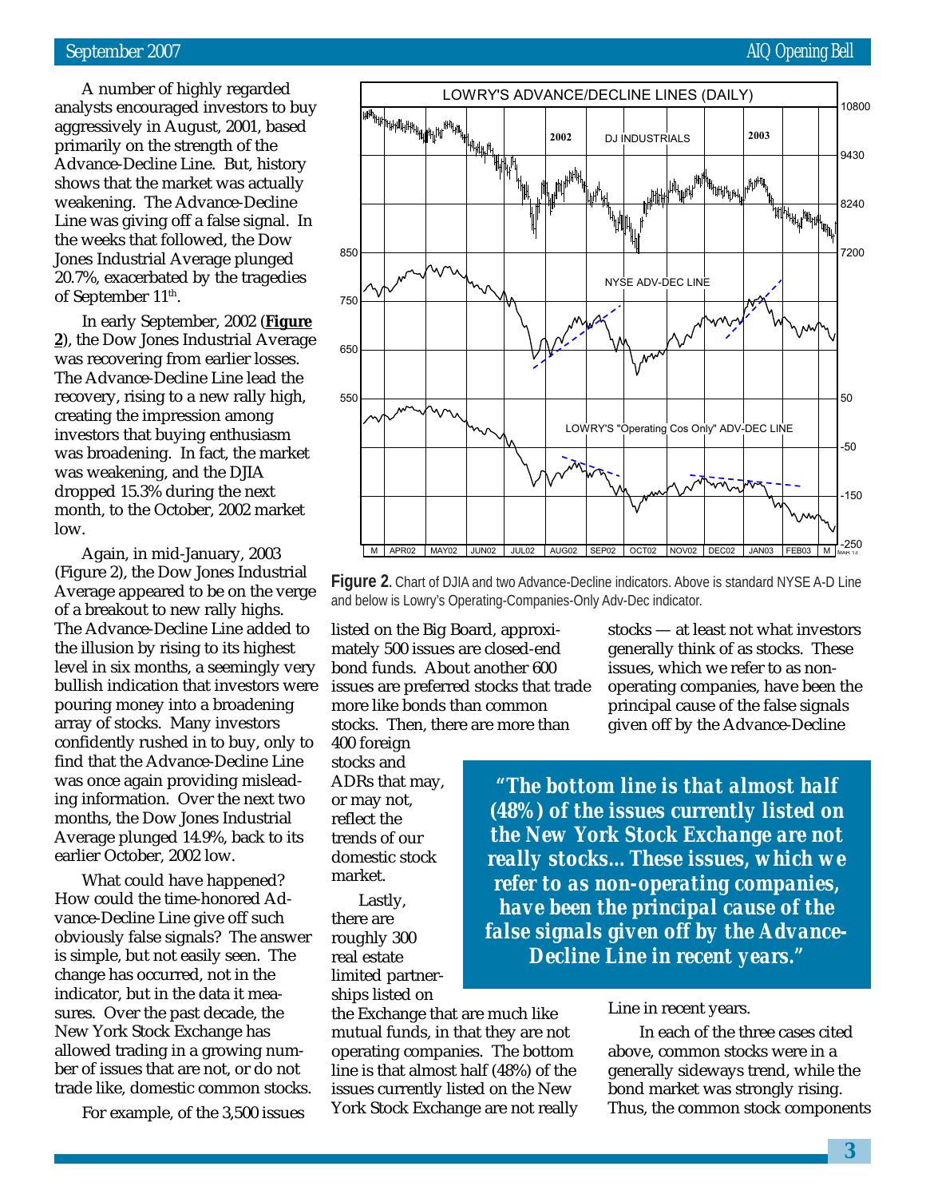A number of highly regarded analysts encouraged investors to buy aggressively in August, 2001, based primarily on the strength of the Advance-Decline Line. But, history shows that the market was actually weakening. The Advance-Decline Line was giving off a false signal. In the weeks that followed, the Dow Jones Industrial Average plunged 20.7%, exacerbated by the tragedies of September 11th.

In early September, 2002 (**Figure 2**), the Dow Jones Industrial Average was recovering from earlier losses. The Advance-Decline Line lead the recovery, rising to a new rally high, creating the impression among investors that buying enthusiasm was broadening. In fact, the market was weakening, and the DJIA dropped 15.3% during the next month, to the October, 2002 market low.

Again, in mid-January, 2003 (Figure 2), the Dow Jones Industrial Average appeared to be on the verge of a breakout to new rally highs. The Advance-Decline Line added to the illusion by rising to its highest level in six months, a seemingly very bullish indication that investors were pouring money into a broadening array of stocks. Many investors confidently rushed in to buy, only to find that the Advance-Decline Line was once again providing misleading information. Over the next two months, the Dow Jones Industrial Average plunged 14.9%, back to its earlier October, 2002 low.

What could have happened? How could the time-honored Advance-Decline Line give off such obviously false signals? The answer is simple, but not easily seen. The change has occurred, not in the indicator, but in the data it measures. Over the past decade, the New York Stock Exchange has allowed trading in a growing number of issues that are not, or do not trade like, domestic common stocks.

For example, of the 3,500 issues listed on the Big Board, approximately 500 issues are closed-end bond funds. About another 600 issues are preferred stocks that trade more like bonds than common stocks. Then, there are more than 400 foreign stocks and ADRs that may, or may not, reflect the trends of our domestic stock market.

Lastly, there are roughly 300 real estate limited partnerships listed on the Exchange that are much like mutual funds, in that they are not operating companies. The bottom line is that almost half (48%) of the issues currently listed on the New York Stock Exchange are not really stocks — at least not what investors generally think of as stocks. These issues, which we refer to as non-operating companies, have been the principal cause of the false signals given off by the Advance-Decline Line in recent years.

> ***"The bottom line is that almost half (48%) of the issues currently listed on the New York Stock Exchange are not really stocks...These issues, which we refer to as non-operating companies, have been the principal cause of the false signals given off by the Advance-Decline Line in recent years."***

**Figure 2**. Chart of DJIA and two Advance-Decline indicators. Above is standard NYSE A-D Line and below is Lowry's Operating-Companies-Only Adv-Dec indicator.

In each of the three cases cited above, common stocks were in a generally sideways trend, while the bond market was strongly rising. Thus, the common stock components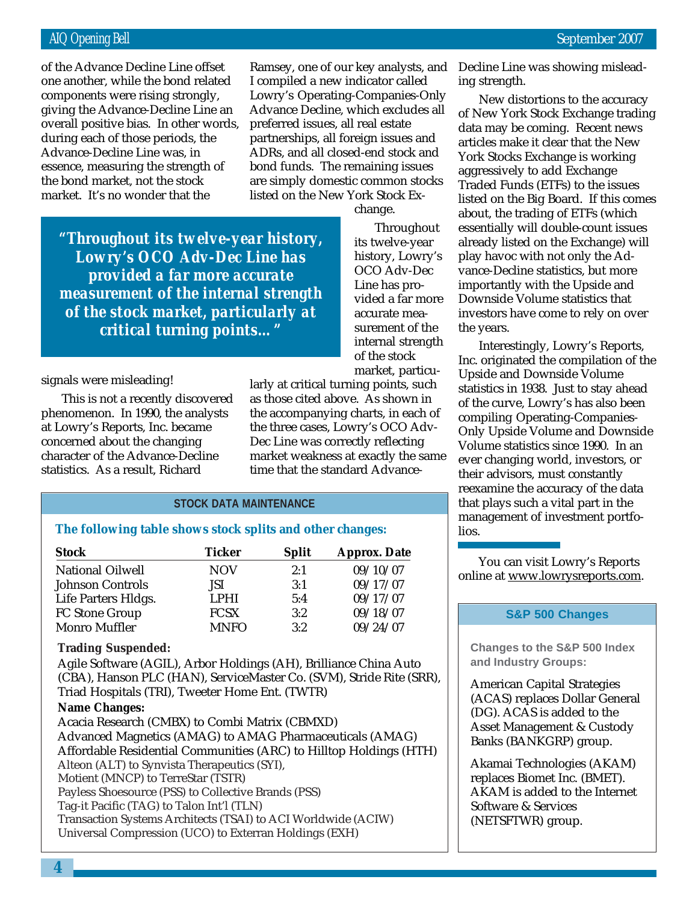of the Advance Decline Line offset one another, while the bond related components were rising strongly, giving the Advance-Decline Line an overall positive bias. In other words, during each of those periods, the Advance-Decline Line was, in essence, measuring the strength of the bond market, not the stock market. It's no wonder that the signals were misleading!

This is not a recently discovered phenomenon. In 1990, the analysts at Lowry's Reports, Inc. became concerned about the changing character of the Advance-Decline statistics. As a result, Richard Ramsey, one of our key analysts, and I compiled a new indicator called Lowry's Operating-Companies-Only Advance Decline, which excludes all preferred issues, all real estate partnerships, all foreign issues and ADRs, and all closed-end stock and bond funds. The remaining issues are simply domestic common stocks listed on the New York Stock Exchange.

> **"Throughout its twelve-year history, Lowry's OCO Adv-Dec Line has provided a far more accurate measurement of the internal strength of the stock market, particularly at critical turning points…"**

Throughout its twelve-year history, Lowry's OCO Adv-Dec Line has provided a far more accurate measurement of the internal strength of the stock market, particularly at critical turning points, such as those cited above. As shown in the accompanying charts, in each of the three cases, Lowry's OCO Adv-Dec Line was correctly reflecting market weakness at exactly the same time that the standard Advance-Decline Line was showing misleading strength.

New distortions to the accuracy of New York Stock Exchange trading data may be coming. Recent news articles make it clear that the New York Stocks Exchange is working aggressively to add Exchange Traded Funds (ETFs) to the issues listed on the Big Board. If this comes about, the trading of ETFs (which essentially will double-count issues already listed on the Exchange) will play havoc with not only the Advance-Decline statistics, but more importantly with the Upside and Downside Volume statistics that investors have come to rely on over the years.

Interestingly, Lowry's Reports, Inc. originated the compilation of the Upside and Downside Volume statistics in 1938. Just to stay ahead of the curve, Lowry's has also been compiling Operating-Companies-Only Upside Volume and Downside Volume statistics since 1990. In an ever changing world, investors, or their advisors, must constantly reexamine the accuracy of the data that plays such a vital part in the management of investment portfolios.

You can visit Lowry's Reports online at www.lowrysreports.com.

## STOCK DATA MAINTENANCE

**The following table shows stock splits and other changes:**

| Stock | Ticker | Split | Approx. Date |
|---|---|---|---|
| National Oilwell | NOV | 2:1 | 09/10/07 |
| Johnson Controls | JSI | 3:1 | 09/17/07 |
| Life Parters Hldgs. | LPHI | 5:4 | 09/17/07 |
| FC Stone Group | FCSX | 3:2 | 09/18/07 |
| Monro Muffler | MNFO | 3:2 | 09/24/07 |

**Trading Suspended:**

Agile Software (AGIL), Arbor Holdings (AH), Brilliance China Auto (CBA), Hanson PLC (HAN), ServiceMaster Co. (SVM), Stride Rite (SRR), Triad Hospitals (TRI), Tweeter Home Ent. (TWTR)

**Name Changes:**

Acacia Research (CMBX) to Combi Matrix (CBMXD)
Advanced Magnetics (AMAG) to AMAG Pharmaceuticals (AMAG)
Affordable Residential Communities (ARC) to Hilltop Holdings (HTH)
Alteon (ALT) to Synvista Therapeutics (SYI),
Motient (MNCP) to TerreStar (TSTR)
Payless Shoesource (PSS) to Collective Brands (PSS)
Tag-it Pacific (TAG) to Talon Int'l (TLN)
Transaction Systems Architects (TSAI) to ACI Worldwide (ACIW)
Universal Compression (UCO) to Exterran Holdings (EXH)

## S&P 500 Changes

**Changes to the S&P 500 Index and Industry Groups:**

American Capital Strategies (ACAS) replaces Dollar General (DG). ACAS is added to the Asset Management & Custody Banks (BANKGRP) group.

Akamai Technologies (AKAM) replaces Biomet Inc. (BMET). AKAM is added to the Internet Software & Services (NETSFTWR) group.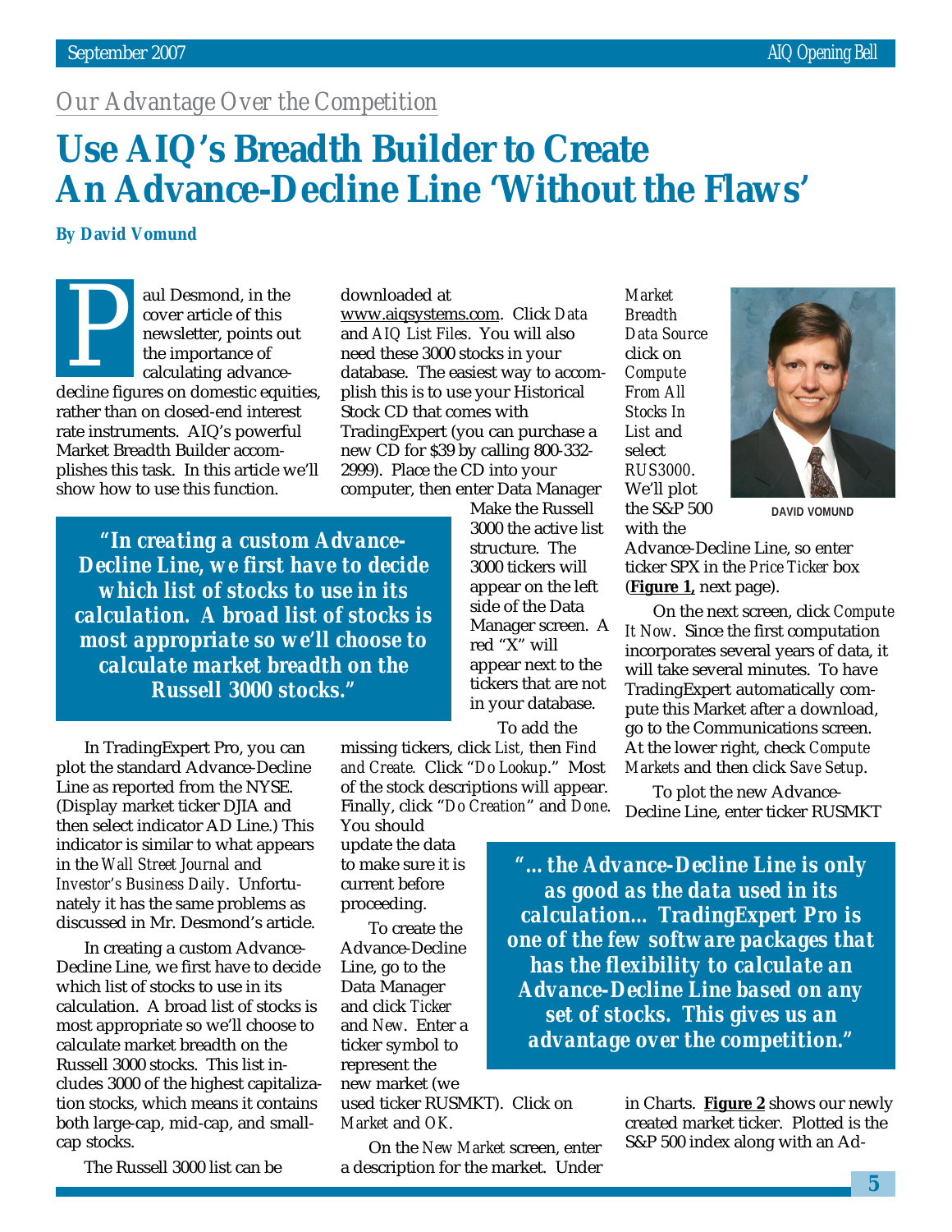*Our Advantage Over the Competition*

# Use AIQ's Breadth Builder to Create An Advance-Decline Line 'Without the Flaws'

**By David Vomund**

Paul Desmond, in the cover article of this newsletter, points out the importance of calculating advance-decline figures on domestic equities, rather than on closed-end interest rate instruments. AIQ's powerful Market Breadth Builder accomplishes this task. In this article we'll show how to use this function.

> **"In creating a custom Advance-Decline Line, we first have to decide which list of stocks to use in its calculation. A broad list of stocks is most appropriate so we'll choose to calculate market breadth on the Russell 3000 stocks."**

In TradingExpert Pro, you can plot the standard Advance-Decline Line as reported from the NYSE. (Display market ticker DJIA and then select indicator AD Line.) This indicator is similar to what appears in the *Wall Street Journal* and *Investor's Business Daily*. Unfortunately it has the same problems as discussed in Mr. Desmond's article.

In creating a custom Advance-Decline Line, we first have to decide which list of stocks to use in its calculation. A broad list of stocks is most appropriate so we'll choose to calculate market breadth on the Russell 3000 stocks. This list includes 3000 of the highest capitalization stocks, which means it contains both large-cap, mid-cap, and small-cap stocks.

The Russell 3000 list can be downloaded at www.aiqsystems.com. Click *Data* and *AIQ List Files*. You will also need these 3000 stocks in your database. The easiest way to accomplish this is to use your Historical Stock CD that comes with TradingExpert (you can purchase a new CD for $39 by calling 800-332-2999). Place the CD into your computer, then enter Data Manager Make the Russell 3000 the active list structure. The 3000 tickers will appear on the left side of the Data Manager screen. A red "X" will appear next to the tickers that are not in your database.

To add the missing tickers, click *List,* then *Find and Create*. Click "*Do Lookup*." Most of the stock descriptions will appear. Finally, click "*Do Creation*" and *Done*. You should update the data to make sure it is current before proceeding.

To create the Advance-Decline Line, go to the Data Manager and click *Ticker* and *New*. Enter a ticker symbol to represent the new market (we used ticker RUSMKT). Click on *Market* and *OK*.

On the *New Market* screen, enter a description for the market. Under *Market Breadth Data Source* click on *Compute From All Stocks In List* and select *RUS3000*. We'll plot the S&P 500 with the Advance-Decline Line, so enter ticker SPX in the *Price Ticker* box (**Figure 1**, next page).

DAVID VOMUND

On the next screen, click *Compute It Now*. Since the first computation incorporates several years of data, it will take several minutes. To have TradingExpert automatically compute this Market after a download, go to the Communications screen. At the lower right, check *Compute Markets* and then click *Save Setup*.

To plot the new Advance-Decline Line, enter ticker RUSMKT in Charts. **Figure 2** shows our newly created market ticker. Plotted is the S&P 500 index along with an Ad-

> **"…the Advance-Decline Line is only as good as the data used in its calculation… TradingExpert Pro is one of the few software packages that has the flexibility to calculate an Advance-Decline Line based on any set of stocks. This gives us an advantage over the competition."**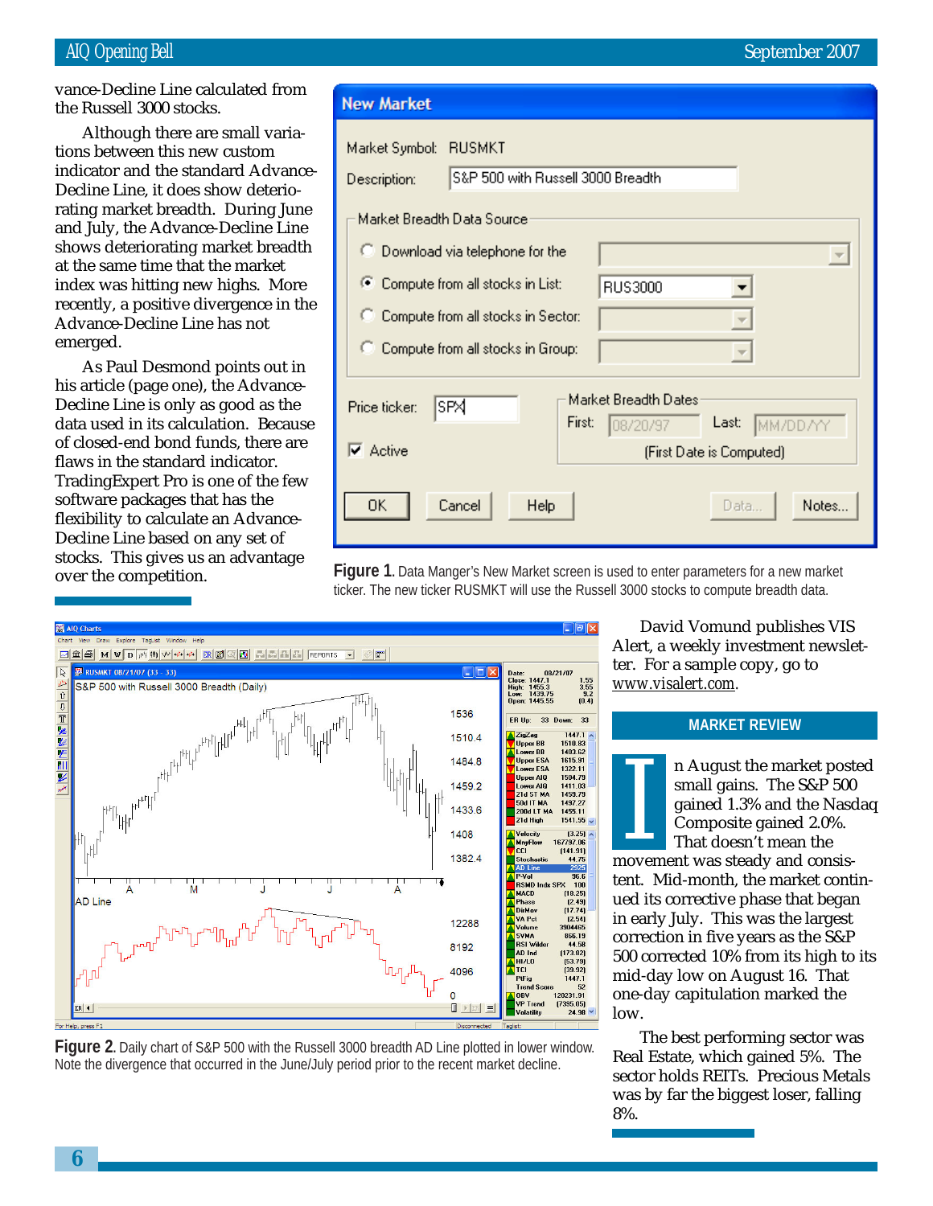vance-Decline Line calculated from the Russell 3000 stocks.

Although there are small variations between this new custom indicator and the standard Advance-Decline Line, it does show deteriorating market breadth. During June and July, the Advance-Decline Line shows deteriorating market breadth at the same time that the market index was hitting new highs. More recently, a positive divergence in the Advance-Decline Line has not emerged.

As Paul Desmond points out in his article (page one), the Advance-Decline Line is only as good as the data used in its calculation. Because of closed-end bond funds, there are flaws in the standard indicator. TradingExpert Pro is one of the few software packages that has the flexibility to calculate an Advance-Decline Line based on any set of stocks. This gives us an advantage over the competition.

**Figure 1.** Data Manger's New Market screen is used to enter parameters for a new market ticker. The new ticker RUSMKT will use the Russell 3000 stocks to compute breadth data.

**Figure 2.** Daily chart of S&P 500 with the Russell 3000 breadth AD Line plotted in lower window. Note the divergence that occurred in the June/July period prior to the recent market decline.

David Vomund publishes VIS Alert, a weekly investment newsletter. For a sample copy, go to www.visalert.com.

## MARKET REVIEW

In August the market posted small gains. The S&P 500 gained 1.3% and the Nasdaq Composite gained 2.0%. That doesn't mean the movement was steady and consistent. Mid-month, the market continued its corrective phase that began in early July. This was the largest correction in five years as the S&P 500 corrected 10% from its high to its mid-day low on August 16. That one-day capitulation marked the low.

The best performing sector was Real Estate, which gained 5%. The sector holds REITs. Precious Metals was by far the biggest loser, falling 8%.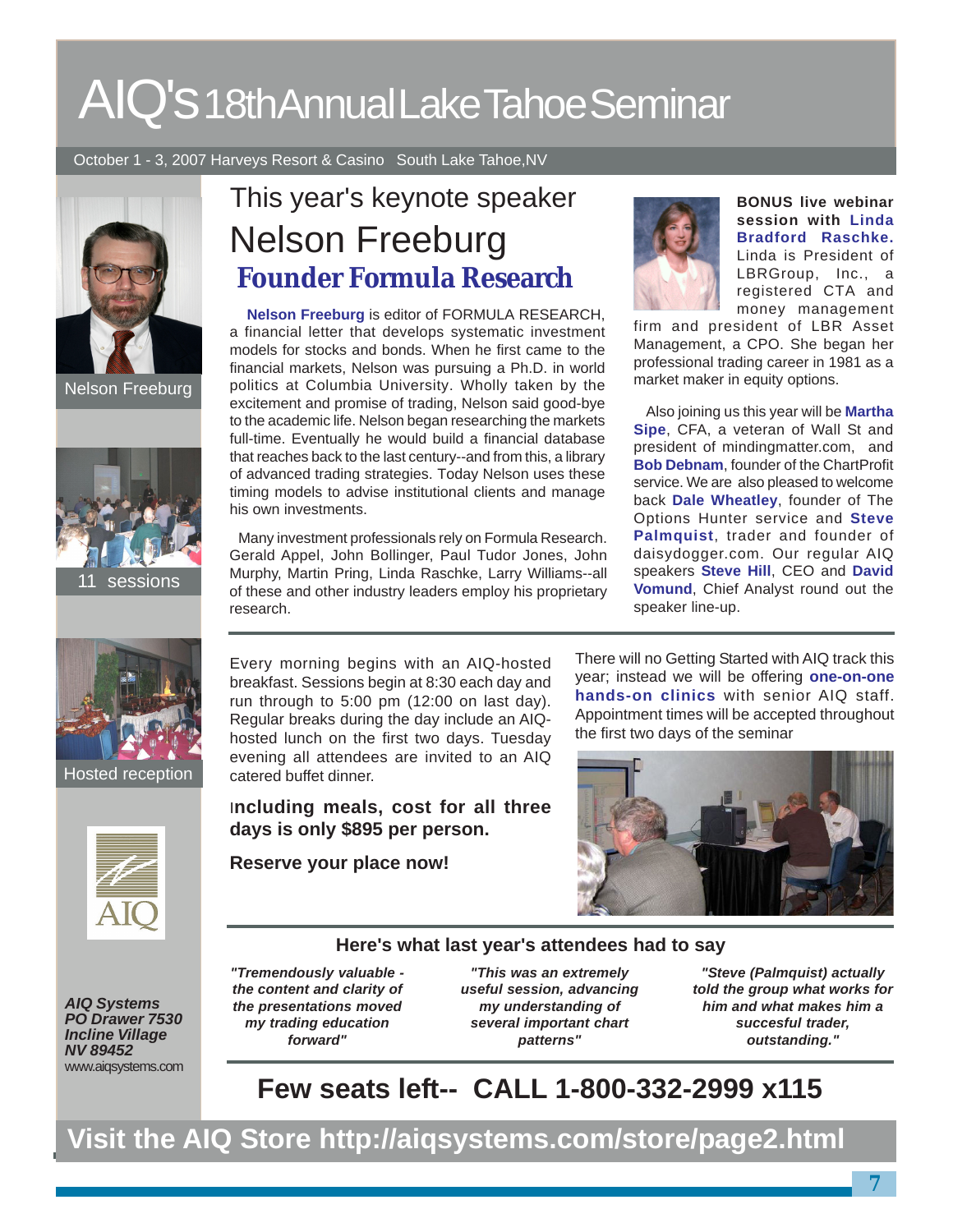# AIQ's 18th Annual Lake Tahoe Seminar

October 1 - 3, 2007 Harveys Resort & Casino South Lake Tahoe, NV

Nelson Freeburg

11 sessions

Hosted reception

## This year's keynote speaker

## Nelson Freeburg

### Founder Formula Research

**Nelson Freeburg** is editor of FORMULA RESEARCH, a financial letter that develops systematic investment models for stocks and bonds. When he first came to the financial markets, Nelson was pursuing a Ph.D. in world politics at Columbia University. Wholly taken by the excitement and promise of trading, Nelson said good-bye to the academic life. Nelson began researching the markets full-time. Eventually he would build a financial database that reaches back to the last century--and from this, a library of advanced trading strategies. Today Nelson uses these timing models to advise institutional clients and manage his own investments.

Many investment professionals rely on Formula Research. Gerald Appel, John Bollinger, Paul Tudor Jones, John Murphy, Martin Pring, Linda Raschke, Larry Williams--all of these and other industry leaders employ his proprietary research.

**BONUS live webinar session with Linda Bradford Raschke.** Linda is President of LBRGroup, Inc., a registered CTA and money management firm and president of LBR Asset Management, a CPO. She began her professional trading career in 1981 as a market maker in equity options.

Also joining us this year will be **Martha Sipe**, CFA, a veteran of Wall St and president of mindingmatter.com, and **Bob Debnam**, founder of the ChartProfit service. We are also pleased to welcome back **Dale Wheatley**, founder of The Options Hunter service and **Steve Palmquist**, trader and founder of daisydogger.com. Our regular AIQ speakers **Steve Hill**, CEO and **David Vomund**, Chief Analyst round out the speaker line-up.

Every morning begins with an AIQ-hosted breakfast. Sessions begin at 8:30 each day and run through to 5:00 pm (12:00 on last day). Regular breaks during the day include an AIQ-hosted lunch on the first two days. Tuesday evening all attendees are invited to an AIQ catered buffet dinner.

**Including meals, cost for all three days is only $895 per person.**

**Reserve your place now!**

There will no Getting Started with AIQ track this year; instead we will be offering **one-on-one hands-on clinics** with senior AIQ staff. Appointment times will be accepted throughout the first two days of the seminar

### Here's what last year's attendees had to say

***"Tremendously valuable - the content and clarity of the presentations moved my trading education forward"***

***"This was an extremely useful session, advancing my understanding of several important chart patterns"***

***"Steve (Palmquist) actually told the group what works for him and what makes him a succesful trader, outstanding."***

## Few seats left-- CALL 1-800-332-2999 x115

***AIQ Systems***
***PO Drawer 7530***
***Incline Village***
***NV 89452***
www.aiqsystems.com

**Visit the AIQ Store http://aiqsystems.com/store/page2.html**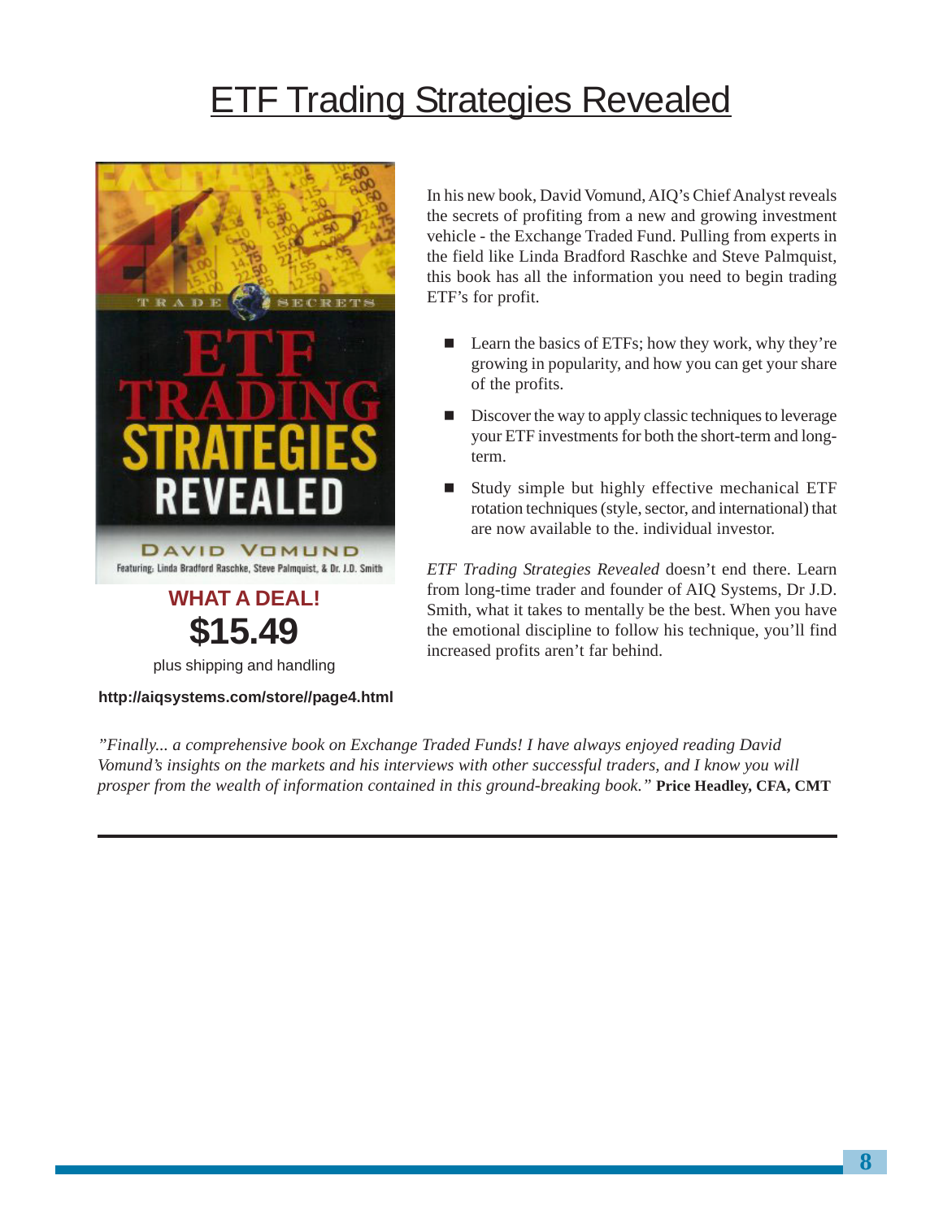# ETF Trading Strategies Revealed

In his new book, David Vomund, AIQ's Chief Analyst reveals the secrets of profiting from a new and growing investment vehicle - the Exchange Traded Fund. Pulling from experts in the field like Linda Bradford Raschke and Steve Palmquist, this book has all the information you need to begin trading ETF's for profit.

- Learn the basics of ETFs; how they work, why they're growing in popularity, and how you can get your share of the profits.
- Discover the way to apply classic techniques to leverage your ETF investments for both the short-term and long-term.
- Study simple but highly effective mechanical ETF rotation techniques (style, sector, and international) that are now available to the. individual investor.

*ETF Trading Strategies Revealed* doesn't end there. Learn from long-time trader and founder of AIQ Systems, Dr J.D. Smith, what it takes to mentally be the best. When you have the emotional discipline to follow his technique, you'll find increased profits aren't far behind.

TRADE SECRETS

ETF TRADING STRATEGIES REVEALED

DAVID VOMUND

Featuring: Linda Bradford Raschke, Steve Palmquist, & Dr. J.D. Smith

**WHAT A DEAL!**

**$15.49**

plus shipping and handling

**http://aiqsystems.com/store//page4.html**

*"Finally... a comprehensive book on Exchange Traded Funds! I have always enjoyed reading David Vomund's insights on the markets and his interviews with other successful traders, and I know you will prosper from the wealth of information contained in this ground-breaking book."* **Price Headley, CFA, CMT**